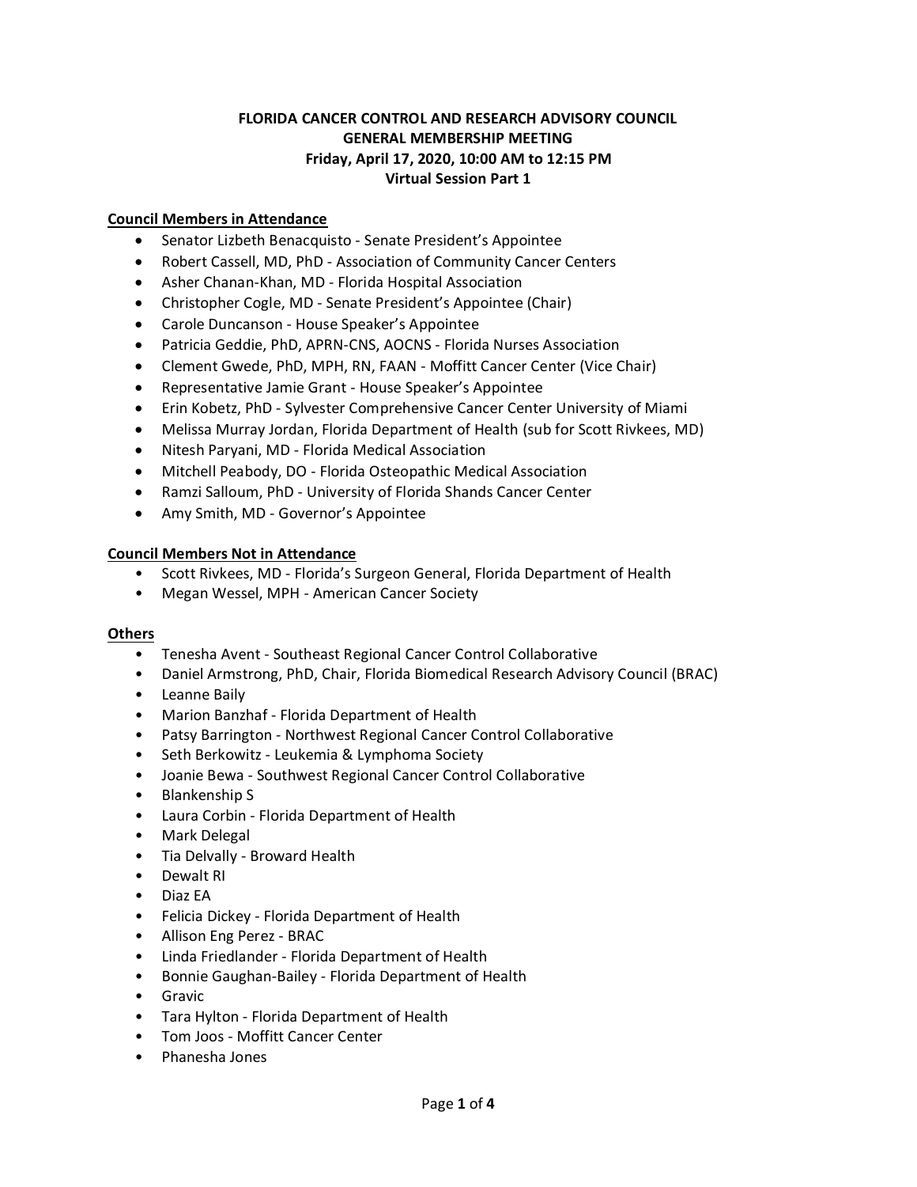**FLORIDA CANCER CONTROL AND RESEARCH ADVISORY COUNCIL**
**GENERAL MEMBERSHIP MEETING**
**Friday, April 17, 2020, 10:00 AM to 12:15 PM**
**Virtual Session Part 1**

**Council Members in Attendance**

- Senator Lizbeth Benacquisto - Senate President's Appointee
- Robert Cassell, MD, PhD - Association of Community Cancer Centers
- Asher Chanan-Khan, MD - Florida Hospital Association
- Christopher Cogle, MD - Senate President's Appointee (Chair)
- Carole Duncanson - House Speaker's Appointee
- Patricia Geddie, PhD, APRN-CNS, AOCNS - Florida Nurses Association
- Clement Gwede, PhD, MPH, RN, FAAN - Moffitt Cancer Center (Vice Chair)
- Representative Jamie Grant - House Speaker's Appointee
- Erin Kobetz, PhD - Sylvester Comprehensive Cancer Center University of Miami
- Melissa Murray Jordan, Florida Department of Health (sub for Scott Rivkees, MD)
- Nitesh Paryani, MD - Florida Medical Association
- Mitchell Peabody, DO - Florida Osteopathic Medical Association
- Ramzi Salloum, PhD - University of Florida Shands Cancer Center
- Amy Smith, MD - Governor's Appointee

**Council Members Not in Attendance**

- Scott Rivkees, MD - Florida's Surgeon General, Florida Department of Health
- Megan Wessel, MPH - American Cancer Society

**Others**

- Tenesha Avent - Southeast Regional Cancer Control Collaborative
- Daniel Armstrong, PhD, Chair, Florida Biomedical Research Advisory Council (BRAC)
- Leanne Baily
- Marion Banzhaf - Florida Department of Health
- Patsy Barrington - Northwest Regional Cancer Control Collaborative
- Seth Berkowitz - Leukemia & Lymphoma Society
- Joanie Bewa - Southwest Regional Cancer Control Collaborative
- Blankenship S
- Laura Corbin - Florida Department of Health
- Mark Delegal
- Tia Delvally - Broward Health
- Dewalt RI
- Diaz EA
- Felicia Dickey - Florida Department of Health
- Allison Eng Perez - BRAC
- Linda Friedlander - Florida Department of Health
- Bonnie Gaughan-Bailey - Florida Department of Health
- Gravic
- Tara Hylton - Florida Department of Health
- Tom Joos - Moffitt Cancer Center
- Phanesha Jones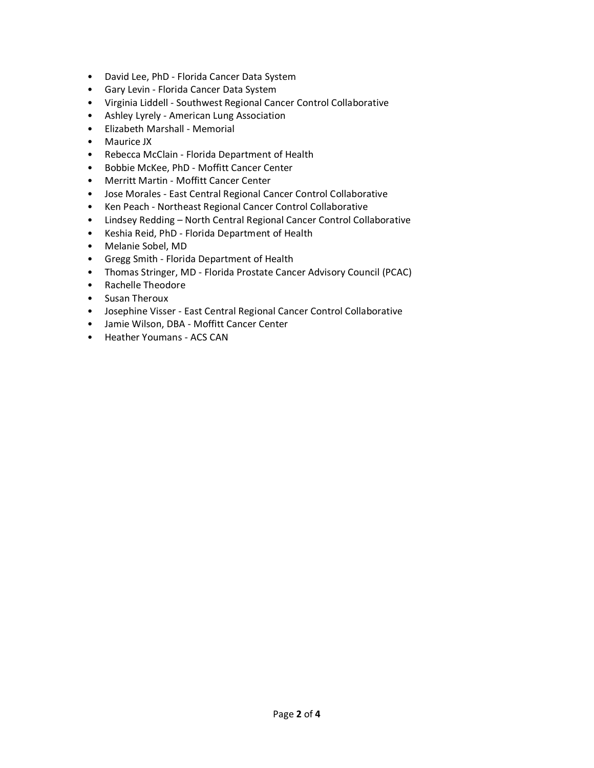- David Lee, PhD - Florida Cancer Data System
- Gary Levin - Florida Cancer Data System
- Virginia Liddell - Southwest Regional Cancer Control Collaborative
- Ashley Lyrely - American Lung Association
- Elizabeth Marshall - Memorial
- Maurice JX
- Rebecca McClain - Florida Department of Health
- Bobbie McKee, PhD - Moffitt Cancer Center
- Merritt Martin - Moffitt Cancer Center
- Jose Morales - East Central Regional Cancer Control Collaborative
- Ken Peach - Northeast Regional Cancer Control Collaborative
- Lindsey Redding – North Central Regional Cancer Control Collaborative
- Keshia Reid, PhD - Florida Department of Health
- Melanie Sobel, MD
- Gregg Smith - Florida Department of Health
- Thomas Stringer, MD - Florida Prostate Cancer Advisory Council (PCAC)
- Rachelle Theodore
- Susan Theroux
- Josephine Visser - East Central Regional Cancer Control Collaborative
- Jamie Wilson, DBA - Moffitt Cancer Center
- Heather Youmans - ACS CAN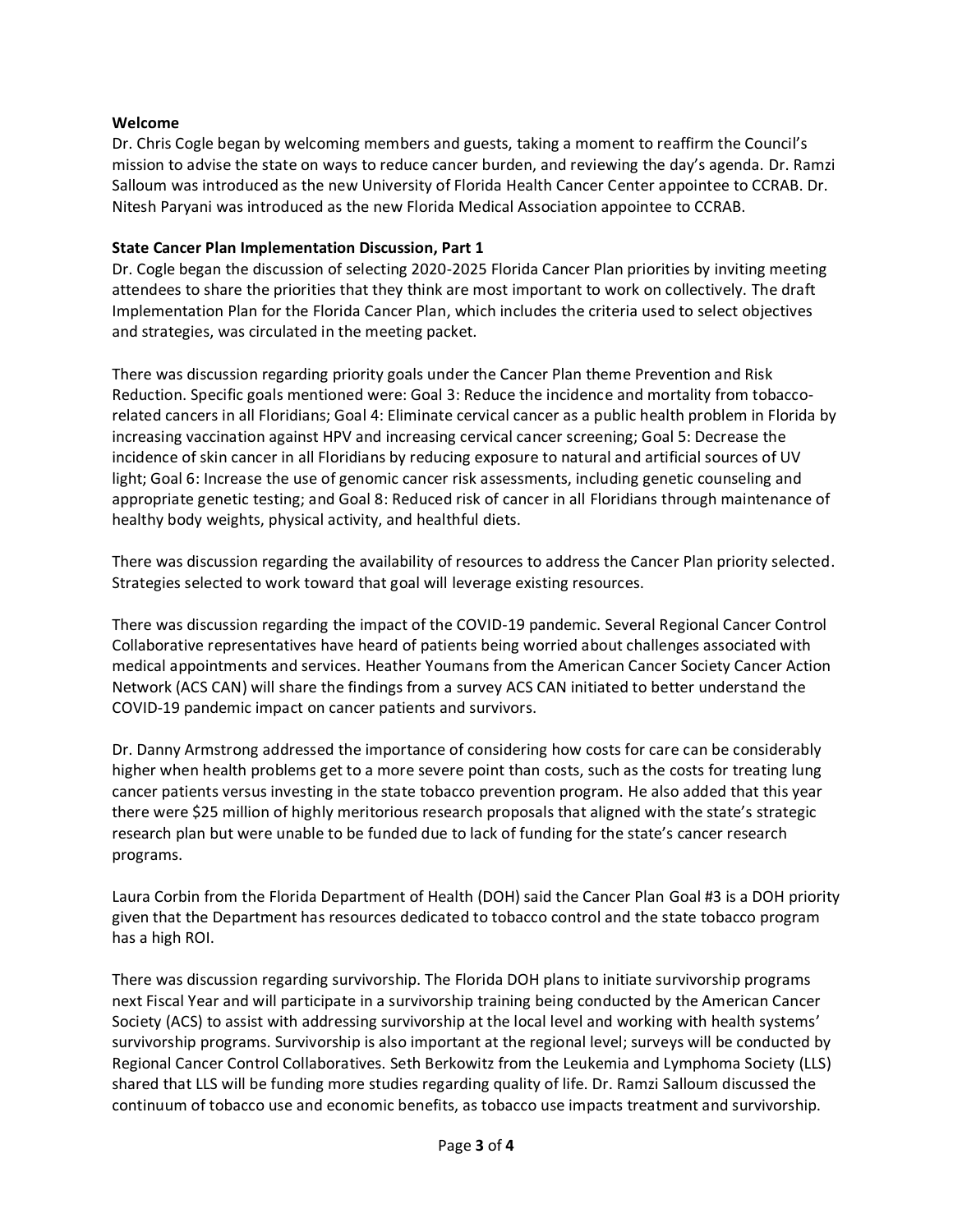**Welcome**

Dr. Chris Cogle began by welcoming members and guests, taking a moment to reaffirm the Council's mission to advise the state on ways to reduce cancer burden, and reviewing the day's agenda. Dr. Ramzi Salloum was introduced as the new University of Florida Health Cancer Center appointee to CCRAB. Dr. Nitesh Paryani was introduced as the new Florida Medical Association appointee to CCRAB.

**State Cancer Plan Implementation Discussion, Part 1**

Dr. Cogle began the discussion of selecting 2020-2025 Florida Cancer Plan priorities by inviting meeting attendees to share the priorities that they think are most important to work on collectively. The draft Implementation Plan for the Florida Cancer Plan, which includes the criteria used to select objectives and strategies, was circulated in the meeting packet.

There was discussion regarding priority goals under the Cancer Plan theme Prevention and Risk Reduction. Specific goals mentioned were: Goal 3: Reduce the incidence and mortality from tobacco-related cancers in all Floridians; Goal 4: Eliminate cervical cancer as a public health problem in Florida by increasing vaccination against HPV and increasing cervical cancer screening; Goal 5: Decrease the incidence of skin cancer in all Floridians by reducing exposure to natural and artificial sources of UV light; Goal 6: Increase the use of genomic cancer risk assessments, including genetic counseling and appropriate genetic testing; and Goal 8: Reduced risk of cancer in all Floridians through maintenance of healthy body weights, physical activity, and healthful diets.

There was discussion regarding the availability of resources to address the Cancer Plan priority selected. Strategies selected to work toward that goal will leverage existing resources.

There was discussion regarding the impact of the COVID-19 pandemic. Several Regional Cancer Control Collaborative representatives have heard of patients being worried about challenges associated with medical appointments and services. Heather Youmans from the American Cancer Society Cancer Action Network (ACS CAN) will share the findings from a survey ACS CAN initiated to better understand the COVID-19 pandemic impact on cancer patients and survivors.

Dr. Danny Armstrong addressed the importance of considering how costs for care can be considerably higher when health problems get to a more severe point than costs, such as the costs for treating lung cancer patients versus investing in the state tobacco prevention program. He also added that this year there were $25 million of highly meritorious research proposals that aligned with the state's strategic research plan but were unable to be funded due to lack of funding for the state's cancer research programs.

Laura Corbin from the Florida Department of Health (DOH) said the Cancer Plan Goal #3 is a DOH priority given that the Department has resources dedicated to tobacco control and the state tobacco program has a high ROI.

There was discussion regarding survivorship. The Florida DOH plans to initiate survivorship programs next Fiscal Year and will participate in a survivorship training being conducted by the American Cancer Society (ACS) to assist with addressing survivorship at the local level and working with health systems' survivorship programs. Survivorship is also important at the regional level; surveys will be conducted by Regional Cancer Control Collaboratives. Seth Berkowitz from the Leukemia and Lymphoma Society (LLS) shared that LLS will be funding more studies regarding quality of life. Dr. Ramzi Salloum discussed the continuum of tobacco use and economic benefits, as tobacco use impacts treatment and survivorship.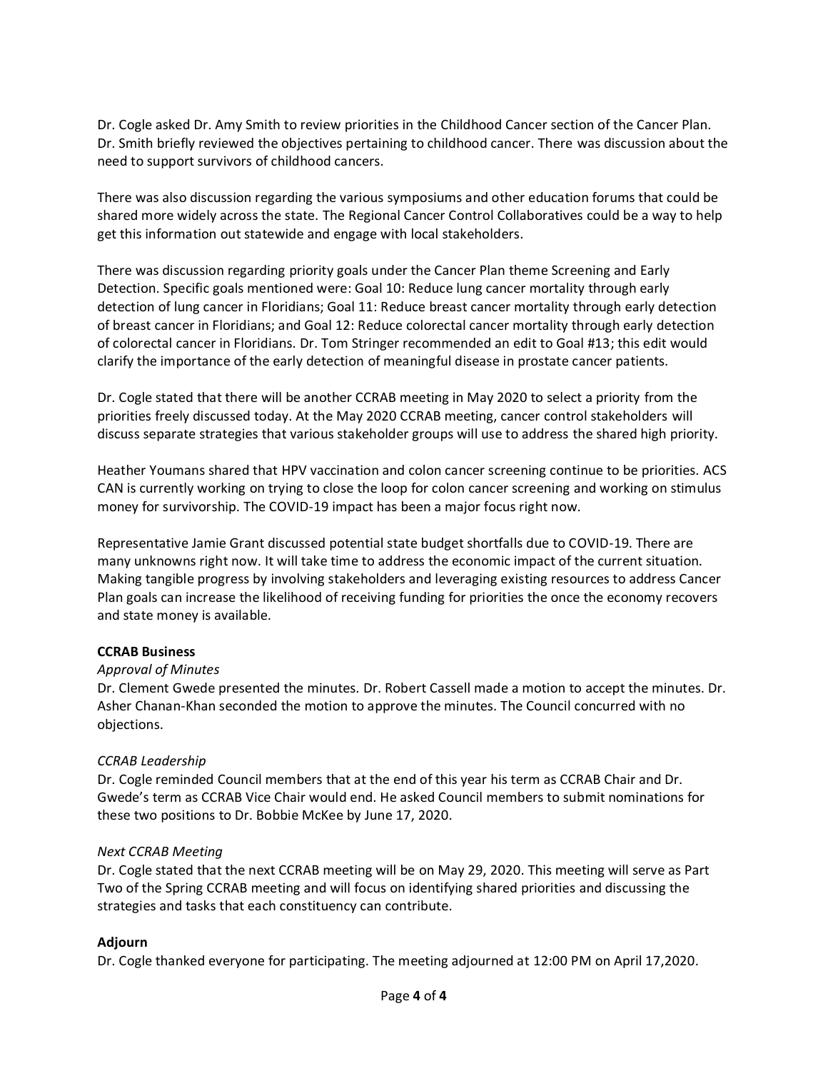Dr. Cogle asked Dr. Amy Smith to review priorities in the Childhood Cancer section of the Cancer Plan. Dr. Smith briefly reviewed the objectives pertaining to childhood cancer. There was discussion about the need to support survivors of childhood cancers.

There was also discussion regarding the various symposiums and other education forums that could be shared more widely across the state. The Regional Cancer Control Collaboratives could be a way to help get this information out statewide and engage with local stakeholders.

There was discussion regarding priority goals under the Cancer Plan theme Screening and Early Detection. Specific goals mentioned were: Goal 10: Reduce lung cancer mortality through early detection of lung cancer in Floridians; Goal 11: Reduce breast cancer mortality through early detection of breast cancer in Floridians; and Goal 12: Reduce colorectal cancer mortality through early detection of colorectal cancer in Floridians. Dr. Tom Stringer recommended an edit to Goal #13; this edit would clarify the importance of the early detection of meaningful disease in prostate cancer patients.

Dr. Cogle stated that there will be another CCRAB meeting in May 2020 to select a priority from the priorities freely discussed today. At the May 2020 CCRAB meeting, cancer control stakeholders will discuss separate strategies that various stakeholder groups will use to address the shared high priority.

Heather Youmans shared that HPV vaccination and colon cancer screening continue to be priorities. ACS CAN is currently working on trying to close the loop for colon cancer screening and working on stimulus money for survivorship. The COVID-19 impact has been a major focus right now.

Representative Jamie Grant discussed potential state budget shortfalls due to COVID-19. There are many unknowns right now. It will take time to address the economic impact of the current situation. Making tangible progress by involving stakeholders and leveraging existing resources to address Cancer Plan goals can increase the likelihood of receiving funding for priorities the once the economy recovers and state money is available.

**CCRAB Business**

*Approval of Minutes*

Dr. Clement Gwede presented the minutes. Dr. Robert Cassell made a motion to accept the minutes. Dr. Asher Chanan-Khan seconded the motion to approve the minutes. The Council concurred with no objections.

*CCRAB Leadership*

Dr. Cogle reminded Council members that at the end of this year his term as CCRAB Chair and Dr. Gwede's term as CCRAB Vice Chair would end. He asked Council members to submit nominations for these two positions to Dr. Bobbie McKee by June 17, 2020.

*Next CCRAB Meeting*

Dr. Cogle stated that the next CCRAB meeting will be on May 29, 2020. This meeting will serve as Part Two of the Spring CCRAB meeting and will focus on identifying shared priorities and discussing the strategies and tasks that each constituency can contribute.

**Adjourn**

Dr. Cogle thanked everyone for participating. The meeting adjourned at 12:00 PM on April 17,2020.